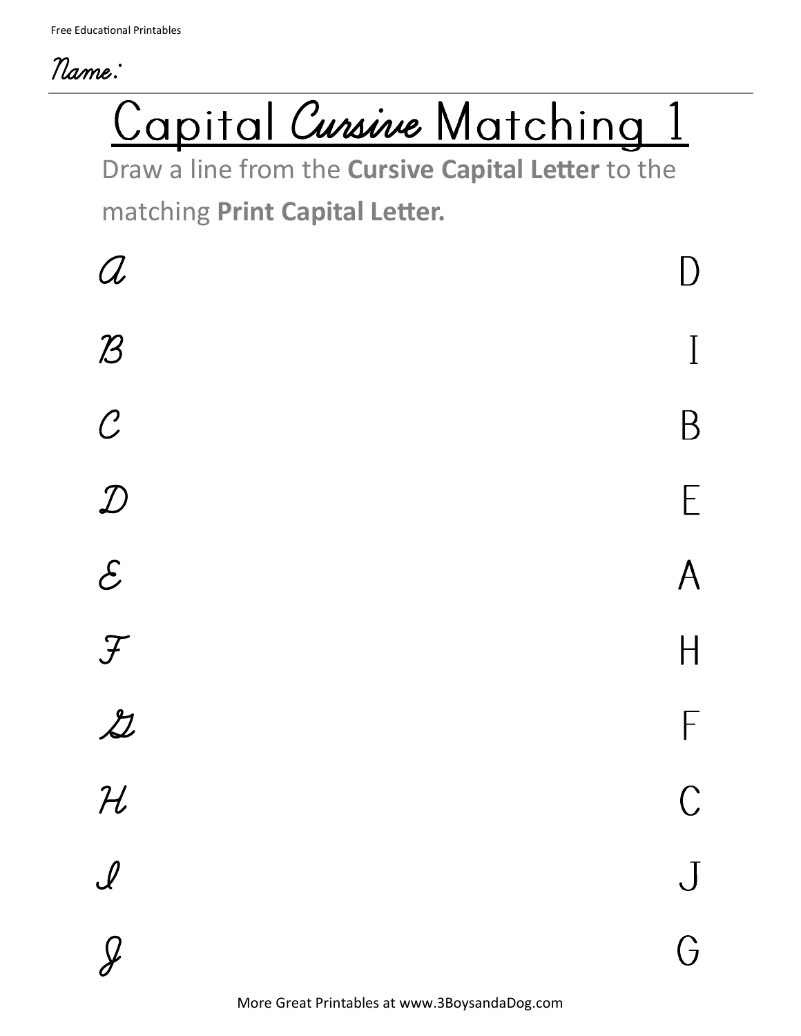Free Educational Printables

Name:

# Capital *Cursive* Matching 1

Draw a line from the **Cursive Capital Letter** to the matching **Print Capital Letter.**

| | |
|---|---|
| *A* | D |
| *B* | I |
| *C* | B |
| *D* | E |
| *E* | A |
| *F* | H |
| *G* | F |
| *H* | C |
| *I* | J |
| *J* | G |

More Great Printables at www.3BoysandaDog.com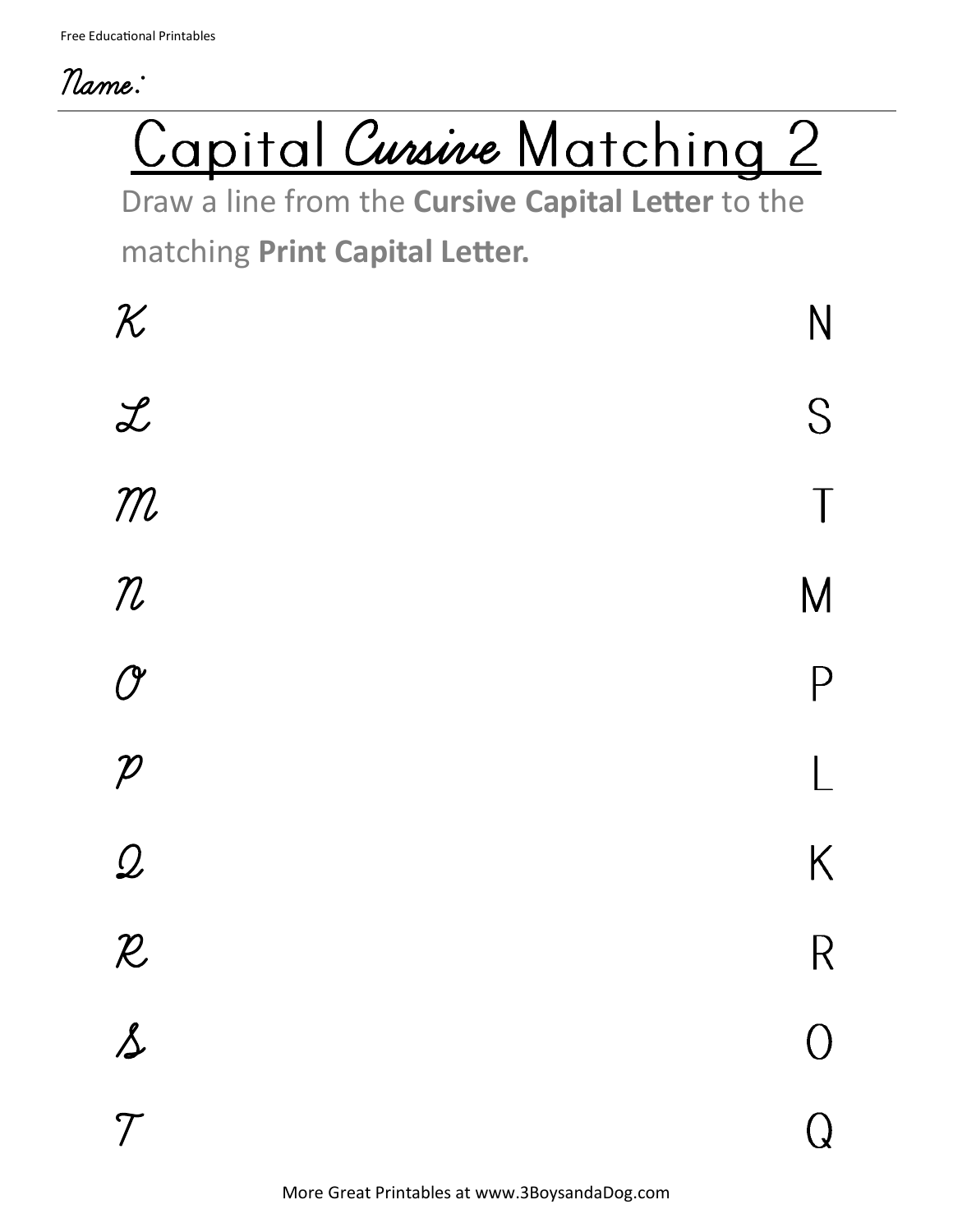Name:

# Capital *Cursive* Matching 2

Draw a line from the **Cursive Capital Letter** to the matching **Print Capital Letter.**

| | |
|---|---|
| *K* | N |
| *L* | S |
| *M* | T |
| *N* | M |
| *O* | P |
| *P* | L |
| *Q* | K |
| *R* | R |
| *S* | O |
| *T* | Q |

More Great Printables at www.3BoysandaDog.com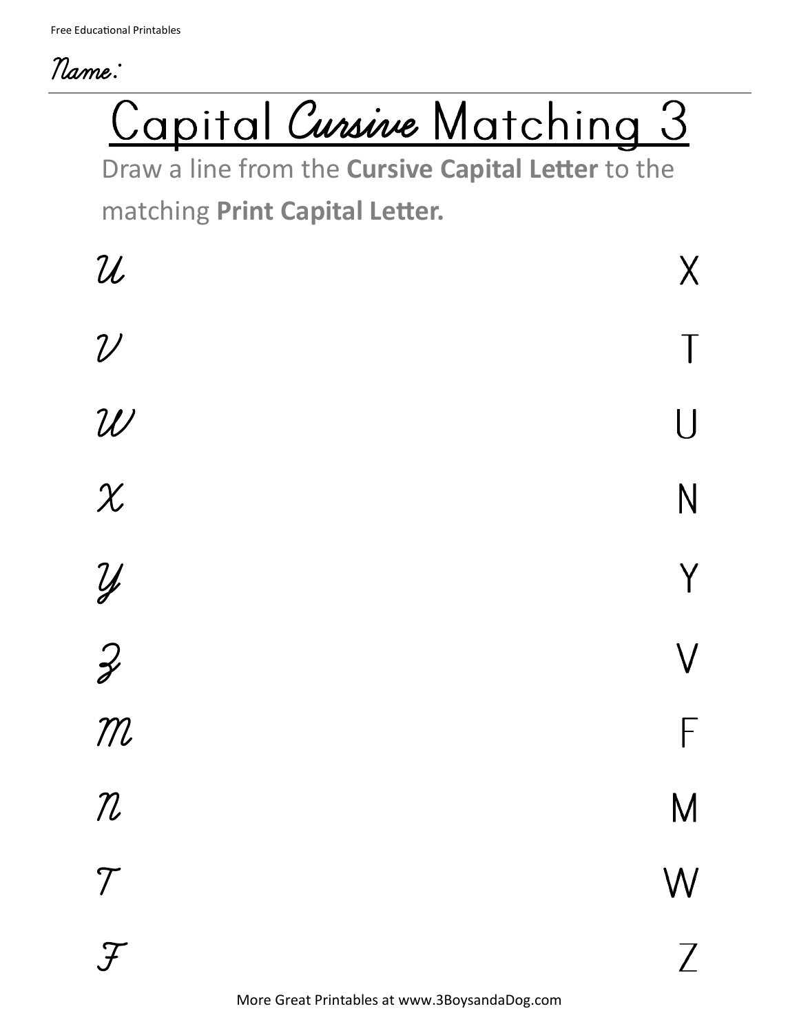Free Educational Printables

Name:

# Capital *Cursive* Matching 3

Draw a line from the **Cursive Capital Letter** to the matching **Print Capital Letter.**

| | |
|---|---|
| *U* | X |
| *V* | T |
| *W* | U |
| *X* | N |
| *Y* | Y |
| *Z* | V |
| *M* | F |
| *N* | M |
| *T* | W |
| *F* | Z |

More Great Printables at www.3BoysandaDog.com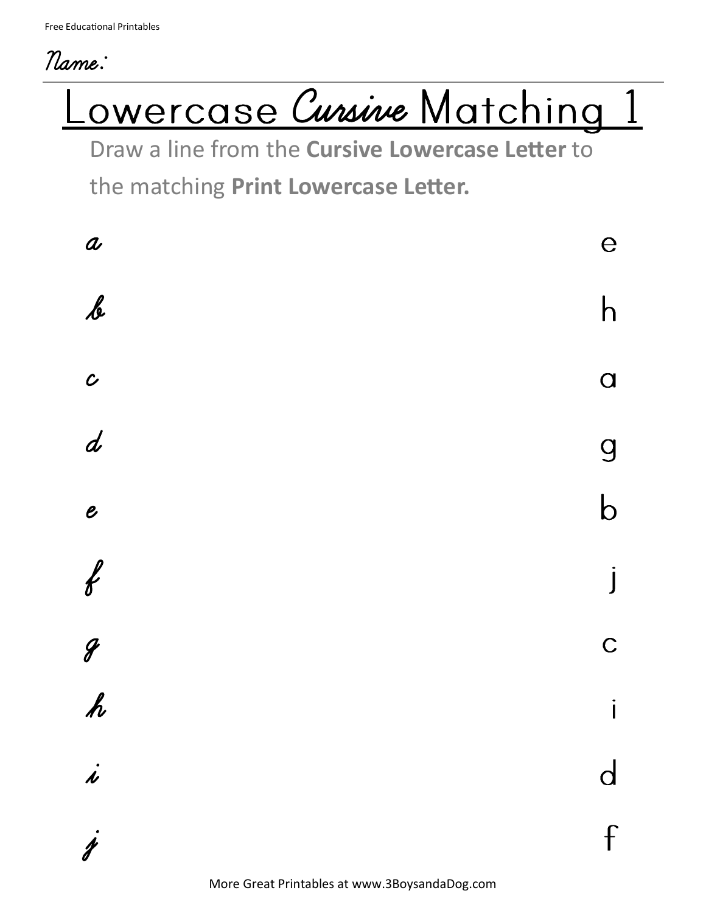Free Educational Printables

Name:

# Lowercase *Cursive* Matching 1

Draw a line from the **Cursive Lowercase Letter** to the matching **Print Lowercase Letter.**

| | |
|---|---|
| *a* | e |
| *b* | h |
| *c* | a |
| *d* | g |
| *e* | b |
| *f* | j |
| *g* | c |
| *h* | i |
| *i* | d |
| *j* | f |

More Great Printables at www.3BoysandaDog.com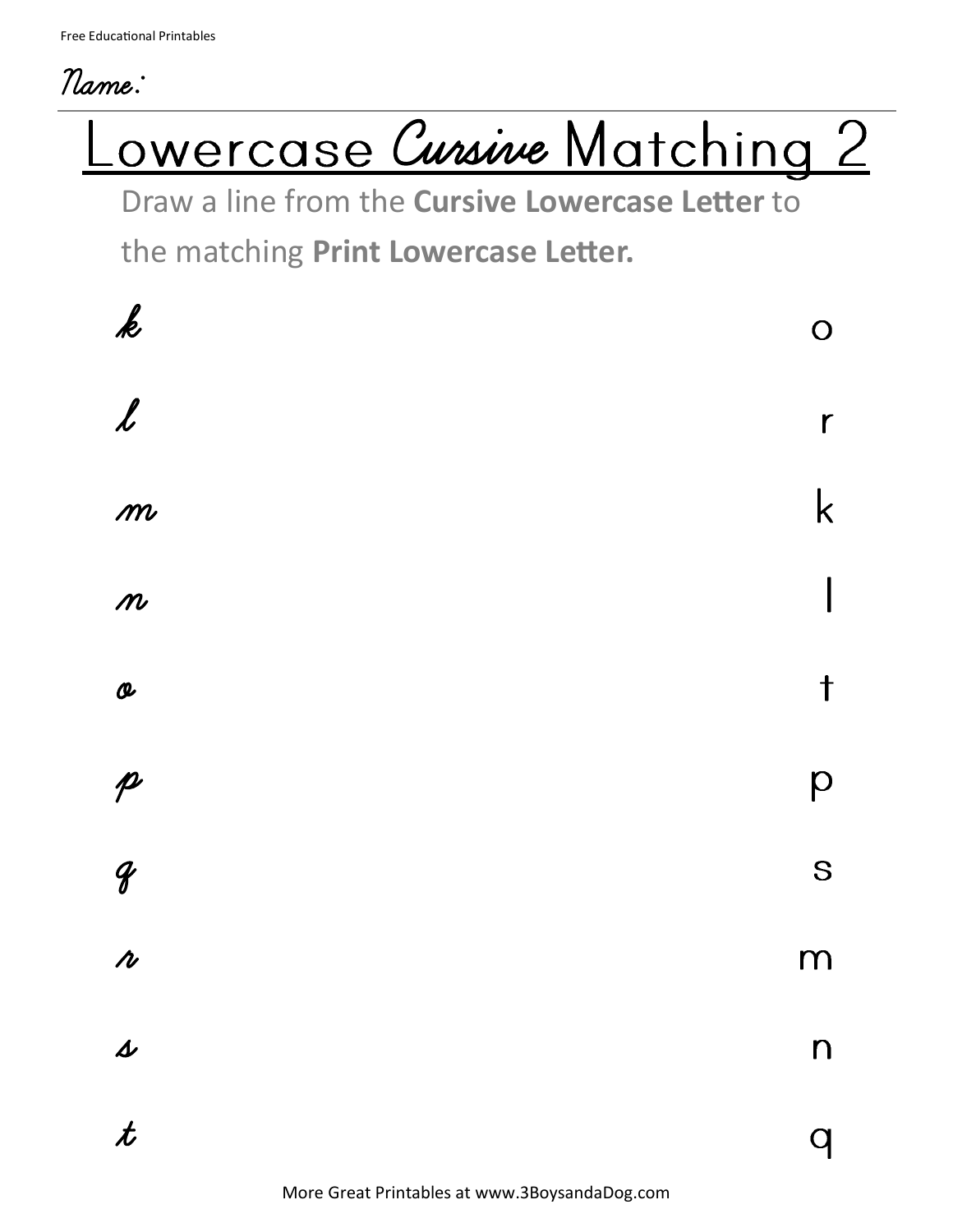Free Educational Printables

Name:

# Lowercase *Cursive* Matching 2

Draw a line from the **Cursive Lowercase Letter** to the matching **Print Lowercase Letter.**

| | |
|---|---|
| *k* | o |
| *l* | r |
| *m* | k |
| *n* | l |
| *o* | t |
| *p* | p |
| *q* | s |
| *r* | m |
| *s* | n |
| *t* | q |

More Great Printables at www.3BoysandaDog.com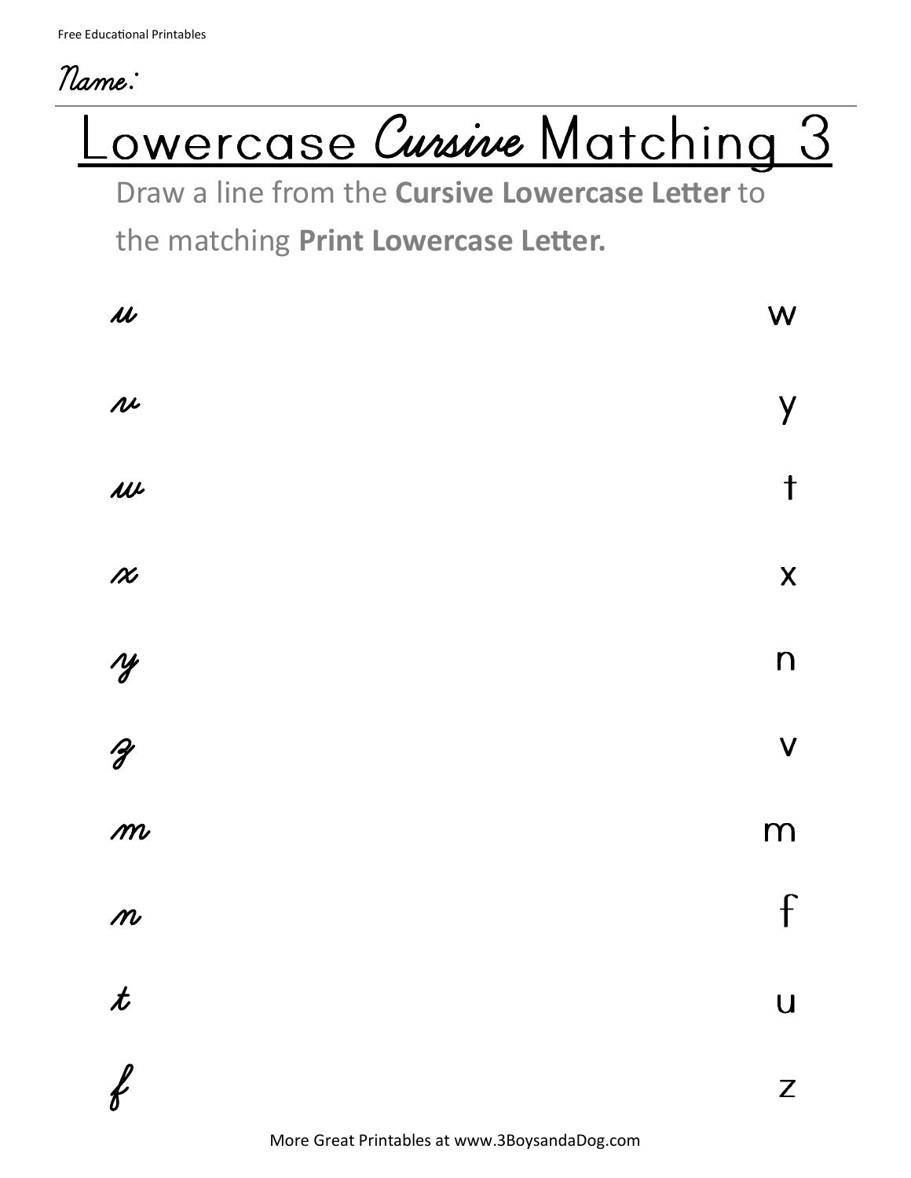Name:

# Lowercase *Cursive* Matching 3

Draw a line from the **Cursive Lowercase Letter** to the matching **Print Lowercase Letter.**

| | |
|---|---|
| *u* | w |
| *v* | y |
| *w* | t |
| *x* | x |
| *y* | n |
| *z* | v |
| *m* | m |
| *n* | f |
| *t* | u |
| *f* | z |